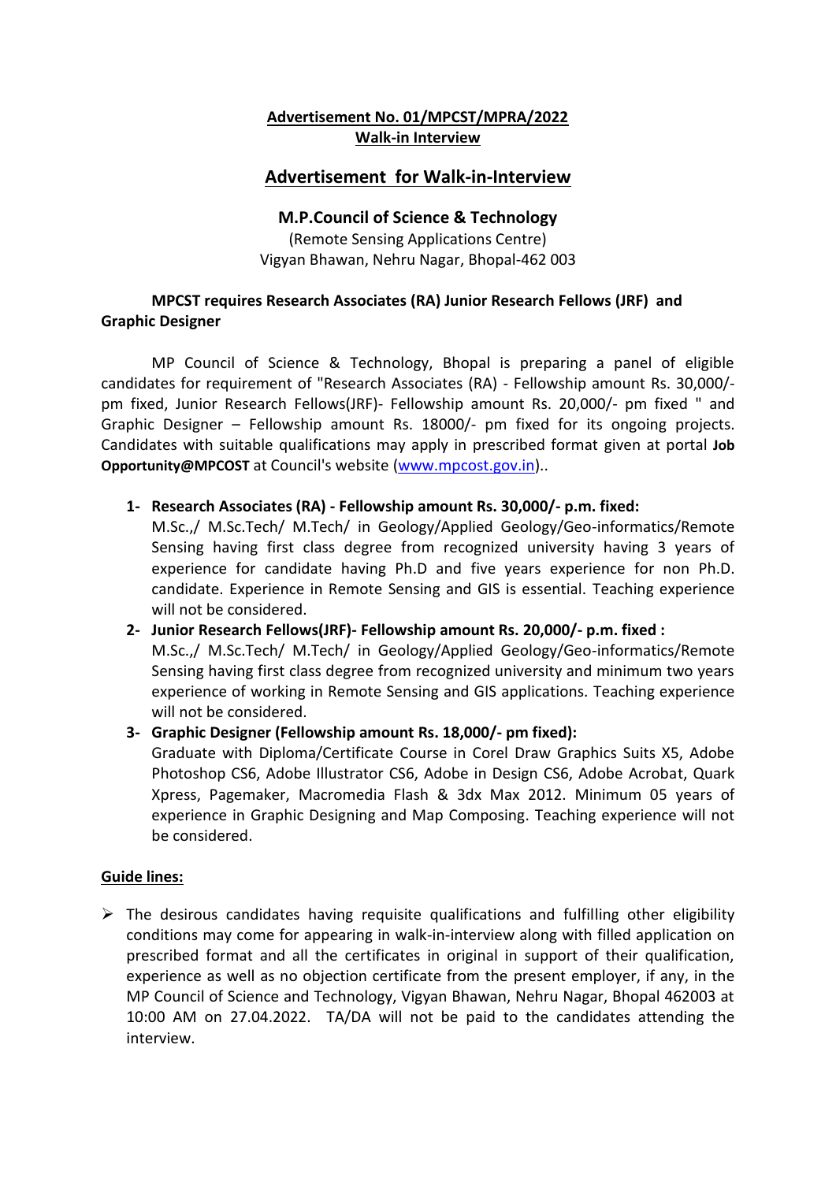**Advertisement No. 01/MPCST/MPRA/2022**
**Walk-in Interview**

## Advertisement for Walk-in-Interview

### M.P.Council of Science & Technology

(Remote Sensing Applications Centre)
Vigyan Bhawan, Nehru Nagar, Bhopal-462 003

**MPCST requires Research Associates (RA) Junior Research Fellows (JRF) and Graphic Designer**

MP Council of Science & Technology, Bhopal is preparing a panel of eligible candidates for requirement of "Research Associates (RA) - Fellowship amount Rs. 30,000/- pm fixed, Junior Research Fellows(JRF)- Fellowship amount Rs. 20,000/- pm fixed " and Graphic Designer – Fellowship amount Rs. 18000/- pm fixed for its ongoing projects. Candidates with suitable qualifications may apply in prescribed format given at portal **Job Opportunity@MPCOST** at Council's website ([www.mpcost.gov.in](www.mpcost.gov.in))..

1- **Research Associates (RA) - Fellowship amount Rs. 30,000/- p.m. fixed:**
   M.Sc.,/ M.Sc.Tech/ M.Tech/ in Geology/Applied Geology/Geo-informatics/Remote Sensing having first class degree from recognized university having 3 years of experience for candidate having Ph.D and five years experience for non Ph.D. candidate. Experience in Remote Sensing and GIS is essential. Teaching experience will not be considered.

2- **Junior Research Fellows(JRF)- Fellowship amount Rs. 20,000/- p.m. fixed :**
   M.Sc.,/ M.Sc.Tech/ M.Tech/ in Geology/Applied Geology/Geo-informatics/Remote Sensing having first class degree from recognized university and minimum two years experience of working in Remote Sensing and GIS applications. Teaching experience will not be considered.

3- **Graphic Designer (Fellowship amount Rs. 18,000/- pm fixed):**
   Graduate with Diploma/Certificate Course in Corel Draw Graphics Suits X5, Adobe Photoshop CS6, Adobe Illustrator CS6, Adobe in Design CS6, Adobe Acrobat, Quark Xpress, Pagemaker, Macromedia Flash & 3dx Max 2012. Minimum 05 years of experience in Graphic Designing and Map Composing. Teaching experience will not be considered.

**Guide lines:**

- The desirous candidates having requisite qualifications and fulfilling other eligibility conditions may come for appearing in walk-in-interview along with filled application on prescribed format and all the certificates in original in support of their qualification, experience as well as no objection certificate from the present employer, if any, in the MP Council of Science and Technology, Vigyan Bhawan, Nehru Nagar, Bhopal 462003 at 10:00 AM on 27.04.2022. TA/DA will not be paid to the candidates attending the interview.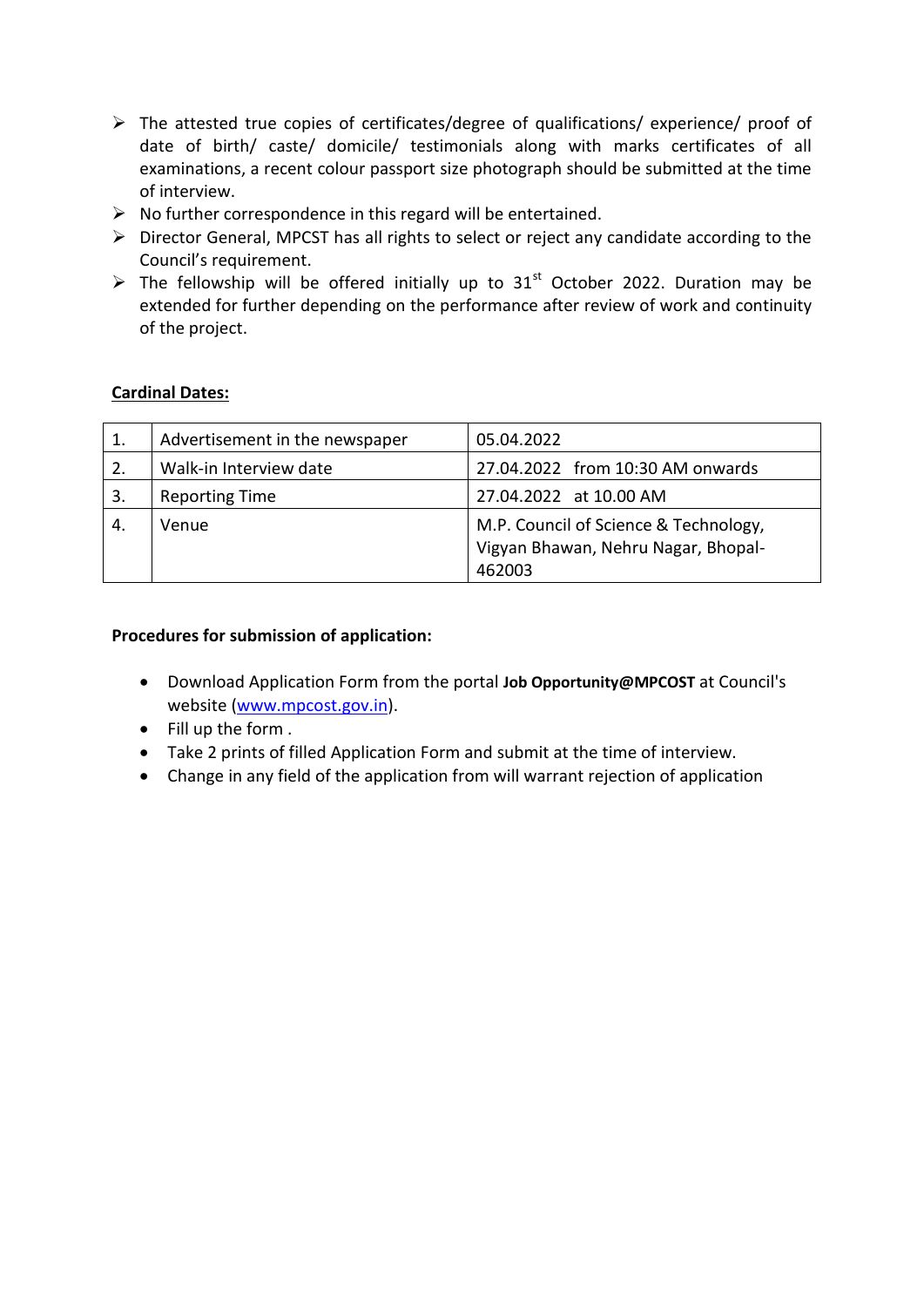- The attested true copies of certificates/degree of qualifications/ experience/ proof of date of birth/ caste/ domicile/ testimonials along with marks certificates of all examinations, a recent colour passport size photograph should be submitted at the time of interview.
- No further correspondence in this regard will be entertained.
- Director General, MPCST has all rights to select or reject any candidate according to the Council's requirement.
- The fellowship will be offered initially up to 31st October 2022. Duration may be extended for further depending on the performance after review of work and continuity of the project.

**Cardinal Dates:**

| | | |
|---|---|---|
| 1. | Advertisement in the newspaper | 05.04.2022 |
| 2. | Walk-in Interview date | 27.04.2022 from 10:30 AM onwards |
| 3. | Reporting Time | 27.04.2022 at 10.00 AM |
| 4. | Venue | M.P. Council of Science & Technology, Vigyan Bhawan, Nehru Nagar, Bhopal-462003 |

**Procedures for submission of application:**

- Download Application Form from the portal **Job Opportunity@MPCOST** at Council's website (www.mpcost.gov.in).
- Fill up the form .
- Take 2 prints of filled Application Form and submit at the time of interview.
- Change in any field of the application from will warrant rejection of application